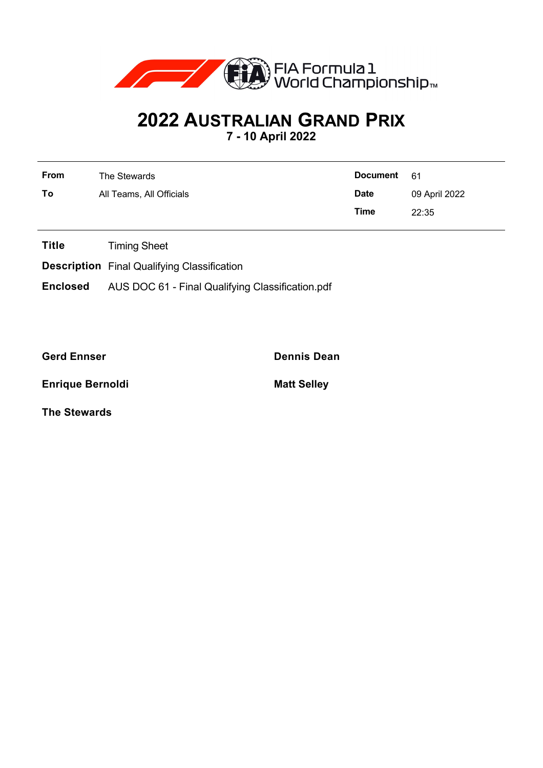FIA Formula 1 World Championship™

# 2022 AUSTRALIAN GRAND PRIX

## 7 - 10 April 2022

| | | | |
|---|---|---|---|
| **From** | The Stewards | **Document** | 61 |
| **To** | All Teams, All Officials | **Date** | 09 April 2022 |
| | | **Time** | 22:35 |

**Title** Timing Sheet

**Description** Final Qualifying Classification

**Enclosed** AUS DOC 61 - Final Qualifying Classification.pdf

**Gerd Ennser**

**Dennis Dean**

**Enrique Bernoldi**

**Matt Selley**

**The Stewards**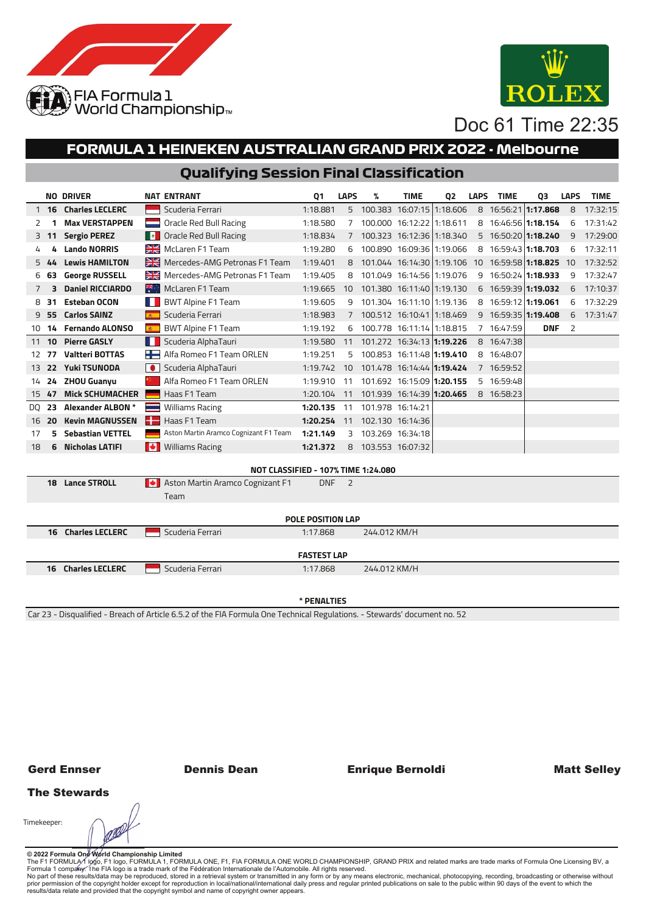FIA Formula 1 World Championship

Doc 61 Time 22:35

## FORMULA 1 HEINEKEN AUSTRALIAN GRAND PRIX 2022 - Melbourne

### Qualifying Session Final Classification

| | NO | DRIVER | NAT | ENTRANT | Q1 | LAPS | % | TIME | Q2 | LAPS | TIME | Q3 | LAPS | TIME |
|---|---|---|---|---|---|---|---|---|---|---|---|---|---|---|
| 1 | 16 | **Charles LECLERC** | | Scuderia Ferrari | 1:18.881 | 5 | 100.383 | 16:07:15 | 1:18.606 | 8 | 16:56:21 | **1:17.868** | 8 | 17:32:15 |
| 2 | 1 | **Max VERSTAPPEN** | | Oracle Red Bull Racing | 1:18.580 | 7 | 100.000 | 16:12:22 | 1:18.611 | 8 | 16:46:56 | **1:18.154** | 6 | 17:31:42 |
| 3 | 11 | **Sergio PEREZ** | | Oracle Red Bull Racing | 1:18.834 | 7 | 100.323 | 16:12:36 | 1:18.340 | 5 | 16:50:20 | **1:18.240** | 9 | 17:29:00 |
| 4 | 4 | **Lando NORRIS** | | McLaren F1 Team | 1:19.280 | 6 | 100.890 | 16:09:36 | 1:19.066 | 8 | 16:59:43 | **1:18.703** | 6 | 17:32:11 |
| 5 | 44 | **Lewis HAMILTON** | | Mercedes-AMG Petronas F1 Team | 1:19.401 | 8 | 101.044 | 16:14:30 | 1:19.106 | 10 | 16:59:58 | **1:18.825** | 10 | 17:32:52 |
| 6 | 63 | **George RUSSELL** | | Mercedes-AMG Petronas F1 Team | 1:19.405 | 8 | 101.049 | 16:14:56 | 1:19.076 | 9 | 16:50:24 | **1:18.933** | 9 | 17:32:47 |
| 7 | 3 | **Daniel RICCIARDO** | | McLaren F1 Team | 1:19.665 | 10 | 101.380 | 16:11:40 | 1:19.130 | 6 | 16:59:39 | **1:19.032** | 6 | 17:10:37 |
| 8 | 31 | **Esteban OCON** | | BWT Alpine F1 Team | 1:19.605 | 9 | 101.304 | 16:11:10 | 1:19.136 | 8 | 16:59:12 | **1:19.061** | 6 | 17:32:29 |
| 9 | 55 | **Carlos SAINZ** | | Scuderia Ferrari | 1:18.983 | 7 | 100.512 | 16:10:41 | 1:18.469 | 9 | 16:59:35 | **1:19.408** | 6 | 17:31:47 |
| 10 | 14 | **Fernando ALONSO** | | BWT Alpine F1 Team | 1:19.192 | 6 | 100.778 | 16:11:14 | 1:18.815 | 7 | 16:47:59 | **DNF** | 2 | |
| 11 | 10 | **Pierre GASLY** | | Scuderia AlphaTauri | 1:19.580 | 11 | 101.272 | 16:34:13 | **1:19.226** | 8 | 16:47:38 | | | |
| 12 | 77 | **Valtteri BOTTAS** | | Alfa Romeo F1 Team ORLEN | 1:19.251 | 5 | 100.853 | 16:11:48 | **1:19.410** | 8 | 16:48:07 | | | |
| 13 | 22 | **Yuki TSUNODA** | | Scuderia AlphaTauri | 1:19.742 | 10 | 101.478 | 16:14:44 | **1:19.424** | 7 | 16:59:52 | | | |
| 14 | 24 | **ZHOU Guanyu** | | Alfa Romeo F1 Team ORLEN | 1:19.910 | 11 | 101.692 | 16:15:09 | **1:20.155** | 5 | 16:59:48 | | | |
| 15 | 47 | **Mick SCHUMACHER** | | Haas F1 Team | 1:20.104 | 11 | 101.939 | 16:14:39 | **1:20.465** | 8 | 16:58:23 | | | |
| DQ | 23 | **Alexander ALBON** * | | Williams Racing | **1:20.135** | 11 | 101.978 | 16:14:21 | | | | | | |
| 16 | 20 | **Kevin MAGNUSSEN** | | Haas F1 Team | **1:20.254** | 11 | 102.130 | 16:14:36 | | | | | | |
| 17 | 5 | **Sebastian VETTEL** | | Aston Martin Aramco Cognizant F1 Team | **1:21.149** | 3 | 103.269 | 16:34:18 | | | | | | |
| 18 | 6 | **Nicholas LATIFI** | | Williams Racing | **1:21.372** | 8 | 103.553 | 16:07:32 | | | | | | |

**NOT CLASSIFIED - 107% TIME 1:24.080**

| | NO | DRIVER | NAT | ENTRANT | Q1 | LAPS |
|---|---|---|---|---|---|---|
| | 18 | **Lance STROLL** | | Aston Martin Aramco Cognizant F1 Team | DNF | 2 |

**POLE POSITION LAP**

| NO | DRIVER | ENTRANT | TIME | SPEED |
|---|---|---|---|---|
| 16 | **Charles LECLERC** | Scuderia Ferrari | 1:17.868 | 244.012 KM/H |

**FASTEST LAP**

| NO | DRIVER | ENTRANT | TIME | SPEED |
|---|---|---|---|---|
| 16 | **Charles LECLERC** | Scuderia Ferrari | 1:17.868 | 244.012 KM/H |

**\* PENALTIES**

Car 23 - Disqualified - Breach of Article 6.5.2 of the FIA Formula One Technical Regulations. - Stewards' document no. 52

**Gerd Ennser** **Dennis Dean** **Enrique Bernoldi** **Matt Selley**

**The Stewards**

Timekeeper:

© 2022 Formula One World Championship Limited
The F1 FORMULA 1 logo, F1 logo, FORMULA 1, FORMULA ONE, F1, FIA FORMULA ONE WORLD CHAMPIONSHIP, GRAND PRIX and related marks are trade marks of Formula One Licensing BV, a Formula 1 company. The FIA logo is a trade mark of the Fédération Internationale de l'Automobile. All rights reserved.
No part of these results/data may be reproduced, stored in a retrieval system or transmitted in any form or by any means electronic, mechanical, photocopying, recording, broadcasting or otherwise without prior permission of the copyright holder except for reproduction in local/national/international daily press and regular printed publications on sale to the public within 90 days of the event to which the results/data relate and provided that the copyright symbol and name of copyright owner appears.